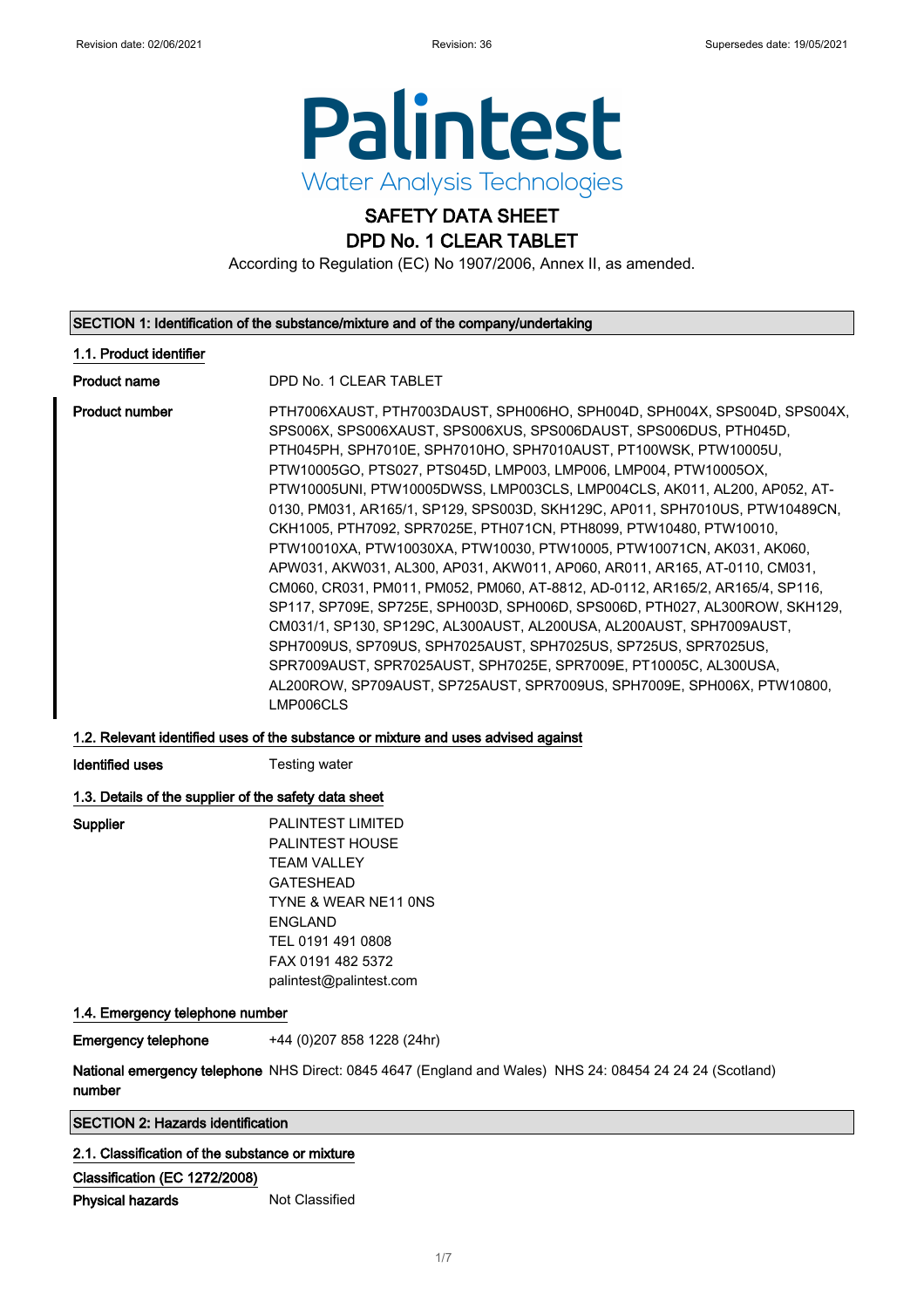Revision date: 02/06/2021 Revision: 36 Supersedes date: 19/05/2021

Palintest
Water Analysis Technologies

# SAFETY DATA SHEET
# DPD No. 1 CLEAR TABLET

According to Regulation (EC) No 1907/2006, Annex II, as amended.

## SECTION 1: Identification of the substance/mixture and of the company/undertaking

### 1.1. Product identifier

**Product name** DPD No. 1 CLEAR TABLET

**Product number** PTH7006XAUST, PTH7003DAUST, SPH006HO, SPH004D, SPH004X, SPS004D, SPS004X, SPS006X, SPS006XAUST, SPS006XUS, SPS006DAUST, SPS006DUS, PTH045D, PTH045PH, SPH7010E, SPH7010HO, SPH7010AUST, PT100WSK, PTW10005U, PTW10005GO, PTS027, PTS045D, LMP003, LMP006, LMP004, PTW10005OX, PTW10005UNI, PTW10005DWSS, LMP003CLS, LMP004CLS, AK011, AL200, AP052, AT-0130, PM031, AR165/1, SP129, SPS003D, SKH129C, AP011, SPH7010US, PTW10489CN, CKH1005, PTH7092, SPR7025E, PTH071CN, PTH8099, PTW10480, PTW10010, PTW10010XA, PTW10030XA, PTW10030, PTW10005, PTW10071CN, AK031, AK060, APW031, AKW031, AL300, AP031, AKW011, AP060, AR011, AR165, AT-0110, CM031, CM060, CR031, PM011, PM052, PM060, AT-8812, AD-0112, AR165/2, AR165/4, SP116, SP117, SP709E, SP725E, SPH003D, SPH006D, SPS006D, PTH027, AL300ROW, SKH129, CM031/1, SP130, SP129C, AL300AUST, AL200USA, AL200AUST, SPH7009AUST, SPH7009US, SP709US, SPH7025AUST, SPH7025US, SP725US, SPR7025US, SPR7009AUST, SPR7025AUST, SPH7025E, SPR7009E, PT10005C, AL300USA, AL200ROW, SP709AUST, SP725AUST, SPR7009US, SPH7009E, SPH006X, PTW10800, LMP006CLS

### 1.2. Relevant identified uses of the substance or mixture and uses advised against

**Identified uses** Testing water

### 1.3. Details of the supplier of the safety data sheet

**Supplier**
PALINTEST LIMITED
PALINTEST HOUSE
TEAM VALLEY
GATESHEAD
TYNE & WEAR NE11 0NS
ENGLAND
TEL 0191 491 0808
FAX 0191 482 5372
palintest@palintest.com

### 1.4. Emergency telephone number

**Emergency telephone** +44 (0)207 858 1228 (24hr)

**National emergency telephone number** NHS Direct: 0845 4647 (England and Wales) NHS 24: 08454 24 24 24 (Scotland)

## SECTION 2: Hazards identification

### 2.1. Classification of the substance or mixture

**Classification (EC 1272/2008)**

**Physical hazards** Not Classified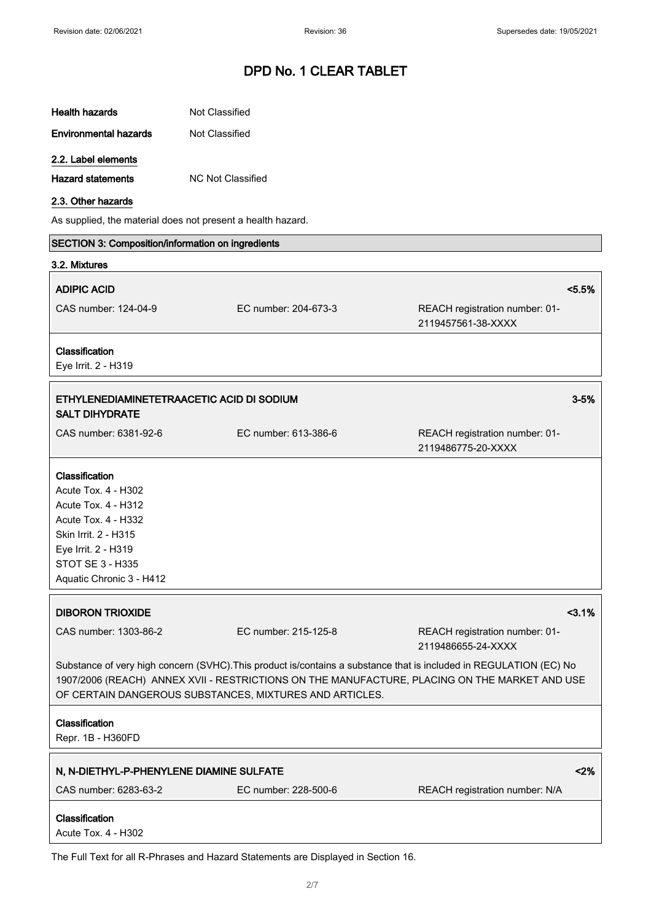# DPD No. 1 CLEAR TABLET

| | |
|---|---|
| **Health hazards** | Not Classified |
| **Environmental hazards** | Not Classified |

### 2.2. Label elements

| | |
|---|---|
| **Hazard statements** | NC Not Classified |

### 2.3. Other hazards

As supplied, the material does not present a health hazard.

## SECTION 3: Composition/information on ingredients

### 3.2. Mixtures

**ADIPIC ACID** <5.5%

CAS number: 124-04-9 | EC number: 204-673-3 | REACH registration number: 01-2119457561-38-XXXX

**Classification**

Eye Irrit. 2 - H319

**ETHYLENEDIAMINETETRAACETIC ACID DI SODIUM SALT DIHYDRATE** 3-5%

CAS number: 6381-92-6 | EC number: 613-386-6 | REACH registration number: 01-2119486775-20-XXXX

**Classification**

Acute Tox. 4 - H302
Acute Tox. 4 - H312
Acute Tox. 4 - H332
Skin Irrit. 2 - H315
Eye Irrit. 2 - H319
STOT SE 3 - H335
Aquatic Chronic 3 - H412

**DIBORON TRIOXIDE** <3.1%

CAS number: 1303-86-2 | EC number: 215-125-8 | REACH registration number: 01-2119486655-24-XXXX

Substance of very high concern (SVHC).This product is/contains a substance that is included in REGULATION (EC) No 1907/2006 (REACH) ANNEX XVII - RESTRICTIONS ON THE MANUFACTURE, PLACING ON THE MARKET AND USE OF CERTAIN DANGEROUS SUBSTANCES, MIXTURES AND ARTICLES.

**Classification**

Repr. 1B - H360FD

**N, N-DIETHYL-P-PHENYLENE DIAMINE SULFATE** <2%

CAS number: 6283-63-2 | EC number: 228-500-6 | REACH registration number: N/A

**Classification**

Acute Tox. 4 - H302

The Full Text for all R-Phrases and Hazard Statements are Displayed in Section 16.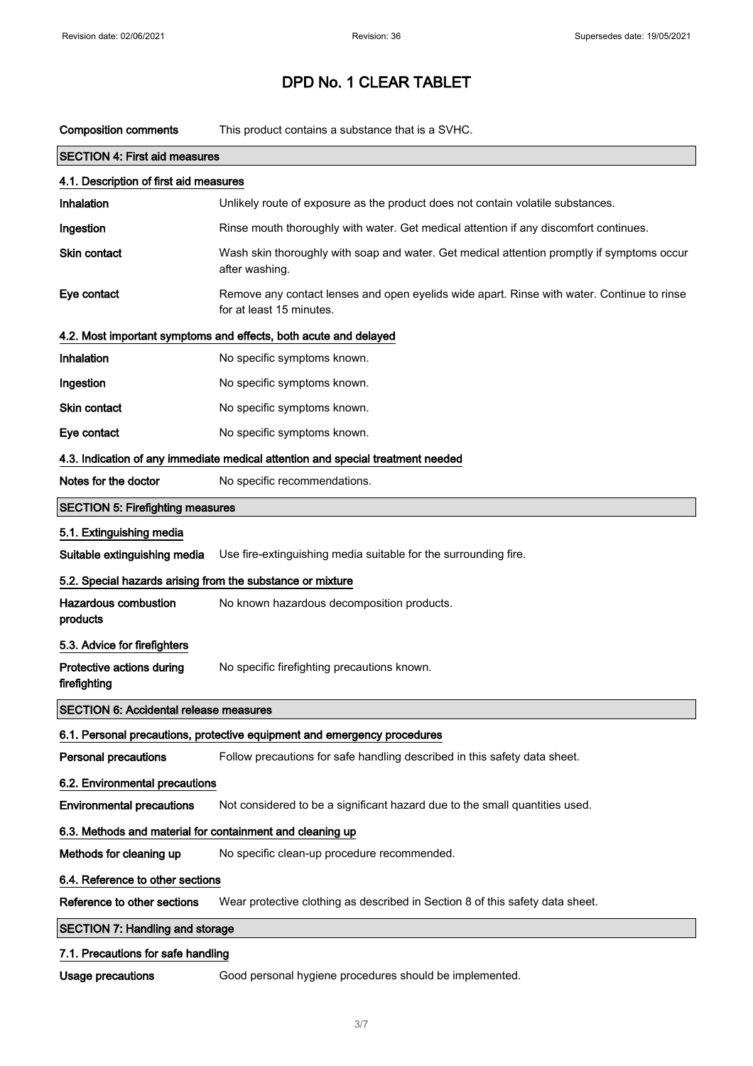# DPD No. 1 CLEAR TABLET

**Composition comments** This product contains a substance that is a SVHC.

## SECTION 4: First aid measures

### 4.1. Description of first aid measures

**Inhalation** Unlikely route of exposure as the product does not contain volatile substances.

**Ingestion** Rinse mouth thoroughly with water. Get medical attention if any discomfort continues.

**Skin contact** Wash skin thoroughly with soap and water. Get medical attention promptly if symptoms occur after washing.

**Eye contact** Remove any contact lenses and open eyelids wide apart. Rinse with water. Continue to rinse for at least 15 minutes.

### 4.2. Most important symptoms and effects, both acute and delayed

**Inhalation** No specific symptoms known.

**Ingestion** No specific symptoms known.

**Skin contact** No specific symptoms known.

**Eye contact** No specific symptoms known.

### 4.3. Indication of any immediate medical attention and special treatment needed

**Notes for the doctor** No specific recommendations.

## SECTION 5: Firefighting measures

### 5.1. Extinguishing media

**Suitable extinguishing media** Use fire-extinguishing media suitable for the surrounding fire.

### 5.2. Special hazards arising from the substance or mixture

**Hazardous combustion products** No known hazardous decomposition products.

### 5.3. Advice for firefighters

**Protective actions during firefighting** No specific firefighting precautions known.

## SECTION 6: Accidental release measures

### 6.1. Personal precautions, protective equipment and emergency procedures

**Personal precautions** Follow precautions for safe handling described in this safety data sheet.

### 6.2. Environmental precautions

**Environmental precautions** Not considered to be a significant hazard due to the small quantities used.

### 6.3. Methods and material for containment and cleaning up

**Methods for cleaning up** No specific clean-up procedure recommended.

### 6.4. Reference to other sections

**Reference to other sections** Wear protective clothing as described in Section 8 of this safety data sheet.

## SECTION 7: Handling and storage

### 7.1. Precautions for safe handling

**Usage precautions** Good personal hygiene procedures should be implemented.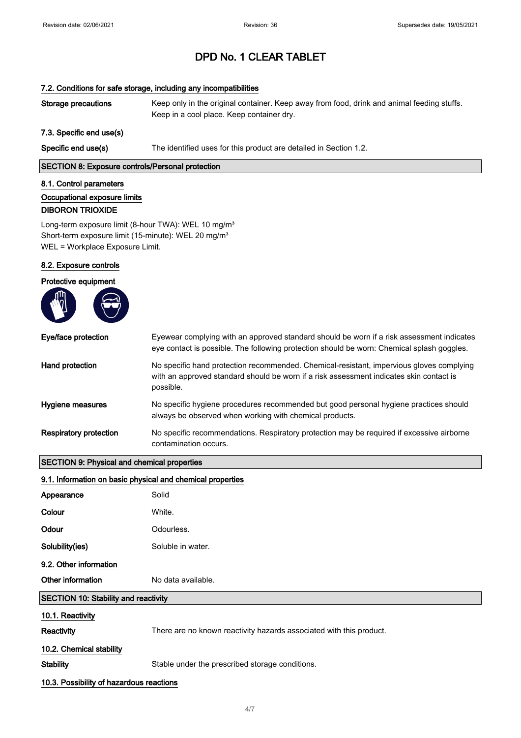# DPD No. 1 CLEAR TABLET

#### 7.2. Conditions for safe storage, including any incompatibilities

**Storage precautions** Keep only in the original container. Keep away from food, drink and animal feeding stuffs. Keep in a cool place. Keep container dry.

#### 7.3. Specific end use(s)

**Specific end use(s)** The identified uses for this product are detailed in Section 1.2.

## SECTION 8: Exposure controls/Personal protection

#### 8.1. Control parameters

#### Occupational exposure limits

**DIBORON TRIOXIDE**

Long-term exposure limit (8-hour TWA): WEL 10 mg/m³
Short-term exposure limit (15-minute): WEL 20 mg/m³
WEL = Workplace Exposure Limit.

#### 8.2. Exposure controls

**Protective equipment**

**Eye/face protection** Eyewear complying with an approved standard should be worn if a risk assessment indicates eye contact is possible. The following protection should be worn: Chemical splash goggles.

**Hand protection** No specific hand protection recommended. Chemical-resistant, impervious gloves complying with an approved standard should be worn if a risk assessment indicates skin contact is possible.

**Hygiene measures** No specific hygiene procedures recommended but good personal hygiene practices should always be observed when working with chemical products.

**Respiratory protection** No specific recommendations. Respiratory protection may be required if excessive airborne contamination occurs.

## SECTION 9: Physical and chemical properties

#### 9.1. Information on basic physical and chemical properties

**Appearance** Solid

**Colour** White.

**Odour** Odourless.

**Solubility(ies)** Soluble in water.

#### 9.2. Other information

**Other information** No data available.

## SECTION 10: Stability and reactivity

#### 10.1. Reactivity

**Reactivity** There are no known reactivity hazards associated with this product.

#### 10.2. Chemical stability

**Stability** Stable under the prescribed storage conditions.

#### 10.3. Possibility of hazardous reactions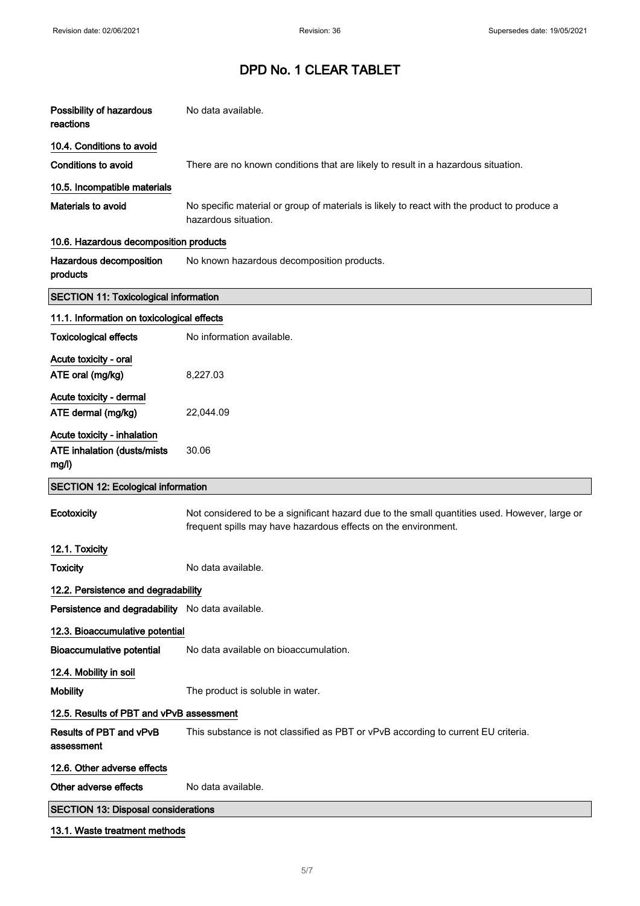# DPD No. 1 CLEAR TABLET

**Possibility of hazardous reactions** No data available.

### 10.4. Conditions to avoid

**Conditions to avoid** There are no known conditions that are likely to result in a hazardous situation.

### 10.5. Incompatible materials

**Materials to avoid** No specific material or group of materials is likely to react with the product to produce a hazardous situation.

### 10.6. Hazardous decomposition products

**Hazardous decomposition products** No known hazardous decomposition products.

## SECTION 11: Toxicological information

### 11.1. Information on toxicological effects

**Toxicological effects** No information available.

**Acute toxicity - oral**

**ATE oral (mg/kg)** 8,227.03

**Acute toxicity - dermal**

**ATE dermal (mg/kg)** 22,044.09

**Acute toxicity - inhalation**

**ATE inhalation (dusts/mists mg/l)** 30.06

## SECTION 12: Ecological information

**Ecotoxicity** Not considered to be a significant hazard due to the small quantities used. However, large or frequent spills may have hazardous effects on the environment.

### 12.1. Toxicity

**Toxicity** No data available.

### 12.2. Persistence and degradability

**Persistence and degradability** No data available.

### 12.3. Bioaccumulative potential

**Bioaccumulative potential** No data available on bioaccumulation.

### 12.4. Mobility in soil

**Mobility** The product is soluble in water.

### 12.5. Results of PBT and vPvB assessment

**Results of PBT and vPvB assessment** This substance is not classified as PBT or vPvB according to current EU criteria.

### 12.6. Other adverse effects

**Other adverse effects** No data available.

## SECTION 13: Disposal considerations

### 13.1. Waste treatment methods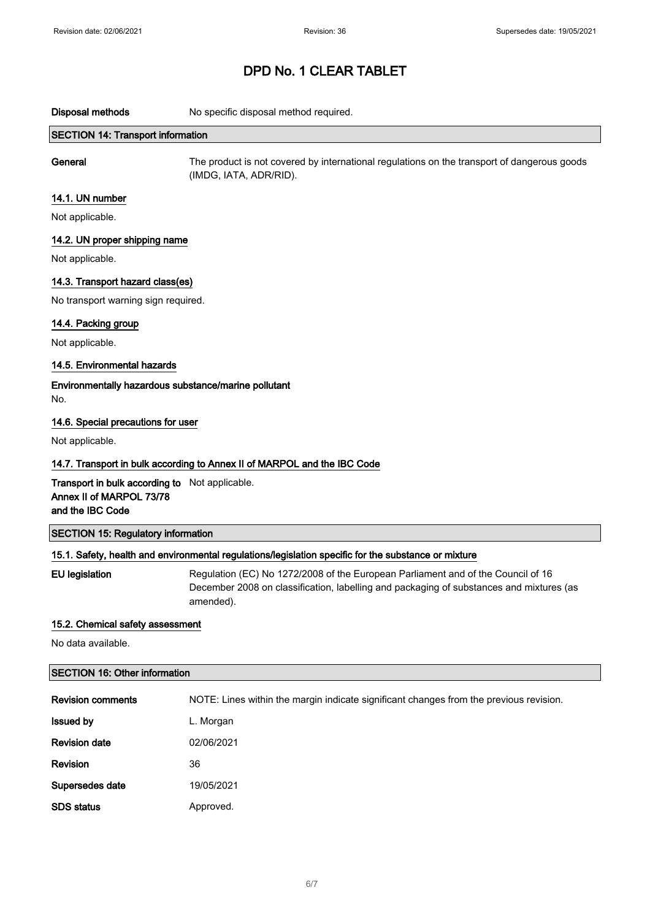| | |
|---|---|
| **Disposal methods** | No specific disposal method required. |

## SECTION 14: Transport information

| | |
|---|---|
| **General** | The product is not covered by international regulations on the transport of dangerous goods (IMDG, IATA, ADR/RID). |

### 14.1. UN number

Not applicable.

### 14.2. UN proper shipping name

Not applicable.

### 14.3. Transport hazard class(es)

No transport warning sign required.

### 14.4. Packing group

Not applicable.

### 14.5. Environmental hazards

**Environmentally hazardous substance/marine pollutant**

No.

### 14.6. Special precautions for user

Not applicable.

### 14.7. Transport in bulk according to Annex II of MARPOL and the IBC Code

| | |
|---|---|
| **Transport in bulk according to Annex II of MARPOL 73/78 and the IBC Code** | Not applicable. |

## SECTION 15: Regulatory information

### 15.1. Safety, health and environmental regulations/legislation specific for the substance or mixture

| | |
|---|---|
| **EU legislation** | Regulation (EC) No 1272/2008 of the European Parliament and of the Council of 16 December 2008 on classification, labelling and packaging of substances and mixtures (as amended). |

### 15.2. Chemical safety assessment

No data available.

## SECTION 16: Other information

| | |
|---|---|
| **Revision comments** | NOTE: Lines within the margin indicate significant changes from the previous revision. |
| **Issued by** | L. Morgan |
| **Revision date** | 02/06/2021 |
| **Revision** | 36 |
| **Supersedes date** | 19/05/2021 |
| **SDS status** | Approved. |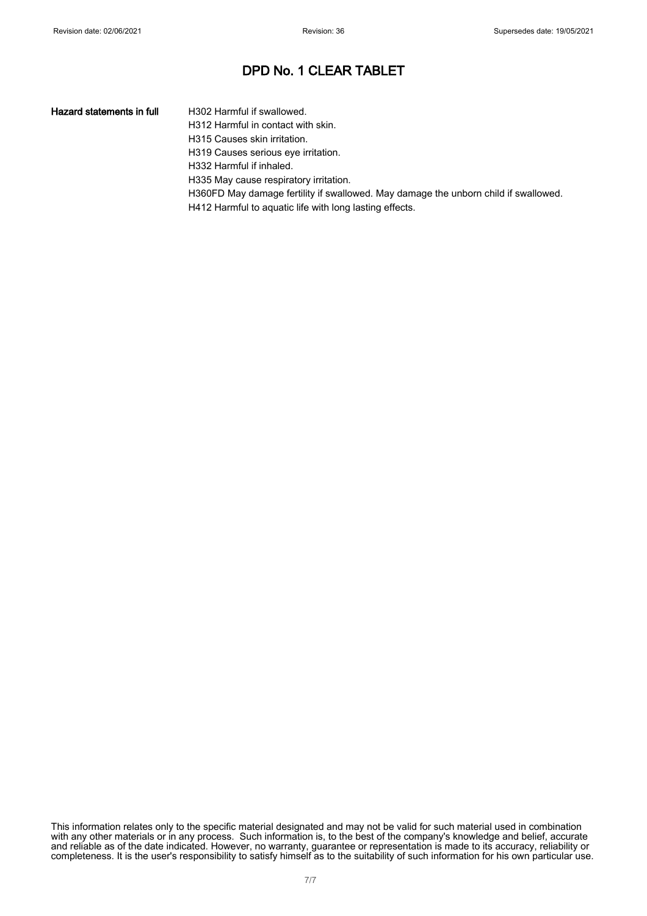# DPD No. 1 CLEAR TABLET

**Hazard statements in full**

H302 Harmful if swallowed.
H312 Harmful in contact with skin.
H315 Causes skin irritation.
H319 Causes serious eye irritation.
H332 Harmful if inhaled.
H335 May cause respiratory irritation.
H360FD May damage fertility if swallowed. May damage the unborn child if swallowed.
H412 Harmful to aquatic life with long lasting effects.

This information relates only to the specific material designated and may not be valid for such material used in combination with any other materials or in any process. Such information is, to the best of the company's knowledge and belief, accurate and reliable as of the date indicated. However, no warranty, guarantee or representation is made to its accuracy, reliability or completeness. It is the user's responsibility to satisfy himself as to the suitability of such information for his own particular use.